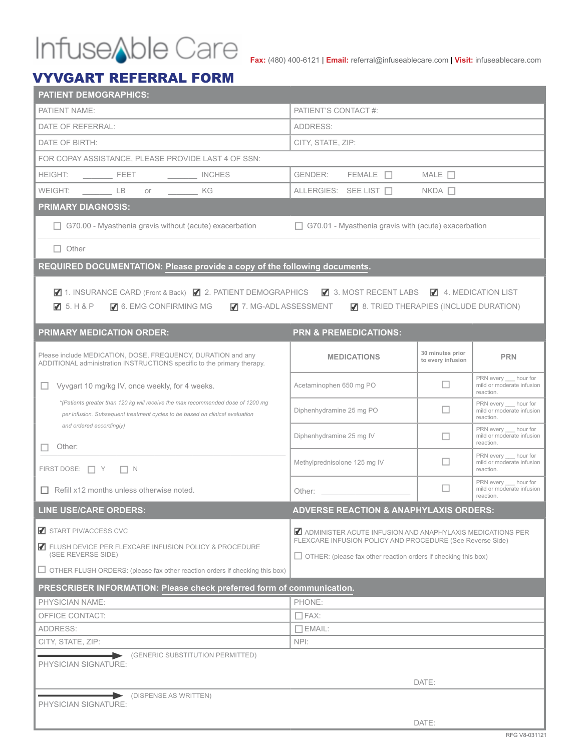InfuseAble Care

**Fax:** (480) 400-6121 | **Email:** referral@infuseablecare.com | **Visit:** infuseablecare.com

# VYVGART REFERRAL FORM

## PATIENT DEMOGRAPHICS:

| | |
|---|---|
| PATIENT NAME: | PATIENT'S CONTACT #: |
| DATE OF REFERRAL: | ADDRESS: |
| DATE OF BIRTH: | CITY, STATE, ZIP: |
| FOR COPAY ASSISTANCE, PLEASE PROVIDE LAST 4 OF SSN: | |
| HEIGHT: _______ FEET _______ INCHES | GENDER: FEMALE ☐ MALE ☐ |
| WEIGHT: _______ LB or _______ KG | ALLERGIES: SEE LIST ☐ NKDA ☐ |

## PRIMARY DIAGNOSIS:

☐ G70.00 - Myasthenia gravis without (acute) exacerbation

☐ G70.01 - Myasthenia gravis with (acute) exacerbation

☐ Other

## REQUIRED DOCUMENTATION: Please provide a copy of the following documents.

☑ 1. INSURANCE CARD (Front & Back) ☑ 2. PATIENT DEMOGRAPHICS ☑ 3. MOST RECENT LABS ☑ 4. MEDICATION LIST

☑ 5. H & P ☑ 6. EMG CONFIRMING MG ☑ 7. MG-ADL ASSESSMENT ☑ 8. TRIED THERAPIES (INCLUDE DURATION)

## PRIMARY MEDICATION ORDER:

Please include MEDICATION, DOSE, FREQUENCY, DURATION and any ADDITIONAL administration INSTRUCTIONS specific to the primary therapy.

☐ Vyvgart 10 mg/kg IV, once weekly, for 4 weeks.

*\*(Patients greater than 120 kg will receive the max recommended dose of 1200 mg per infusion. Subsequent treatment cycles to be based on clinical evaluation and ordered accordingly)*

☐ Other:

FIRST DOSE: ☐ Y ☐ N

☐ Refill x12 months unless otherwise noted.

## PRN & PREMEDICATIONS:

| MEDICATIONS | 30 minutes prior to every infusion | PRN |
|---|---|---|
| Acetaminophen 650 mg PO | ☐ | PRN every ___ hour for mild or moderate infusion reaction. |
| Diphenhydramine 25 mg PO | ☐ | PRN every ___ hour for mild or moderate infusion reaction. |
| Diphenhydramine 25 mg IV | ☐ | PRN every ___ hour for mild or moderate infusion reaction. |
| Methylprednisolone 125 mg IV | ☐ | PRN every ___ hour for mild or moderate infusion reaction. |
| Other: ____________ | ☐ | PRN every ___ hour for mild or moderate infusion reaction. |

## LINE USE/CARE ORDERS:

☑ START PIV/ACCESS CVC

☑ FLUSH DEVICE PER FLEXCARE INFUSION POLICY & PROCEDURE (SEE REVERSE SIDE)

☐ OTHER FLUSH ORDERS: (please fax other reaction orders if checking this box)

## ADVERSE REACTION & ANAPHYLAXIS ORDERS:

☑ ADMINISTER ACUTE INFUSION AND ANAPHYLAXIS MEDICATIONS PER FLEXCARE INFUSION POLICY AND PROCEDURE (See Reverse Side)

☐ OTHER: (please fax other reaction orders if checking this box)

## PRESCRIBER INFORMATION: Please check preferred form of communication.

| | |
|---|---|
| PHYSICIAN NAME: | PHONE: |
| OFFICE CONTACT: | ☐ FAX: |
| ADDRESS: | ☐ EMAIL: |
| CITY, STATE, ZIP: | NPI: |

PHYSICIAN SIGNATURE: ➔ (GENERIC SUBSTITUTION PERMITTED) DATE:

PHYSICIAN SIGNATURE: ➔ (DISPENSE AS WRITTEN) DATE:

RFG V8-031121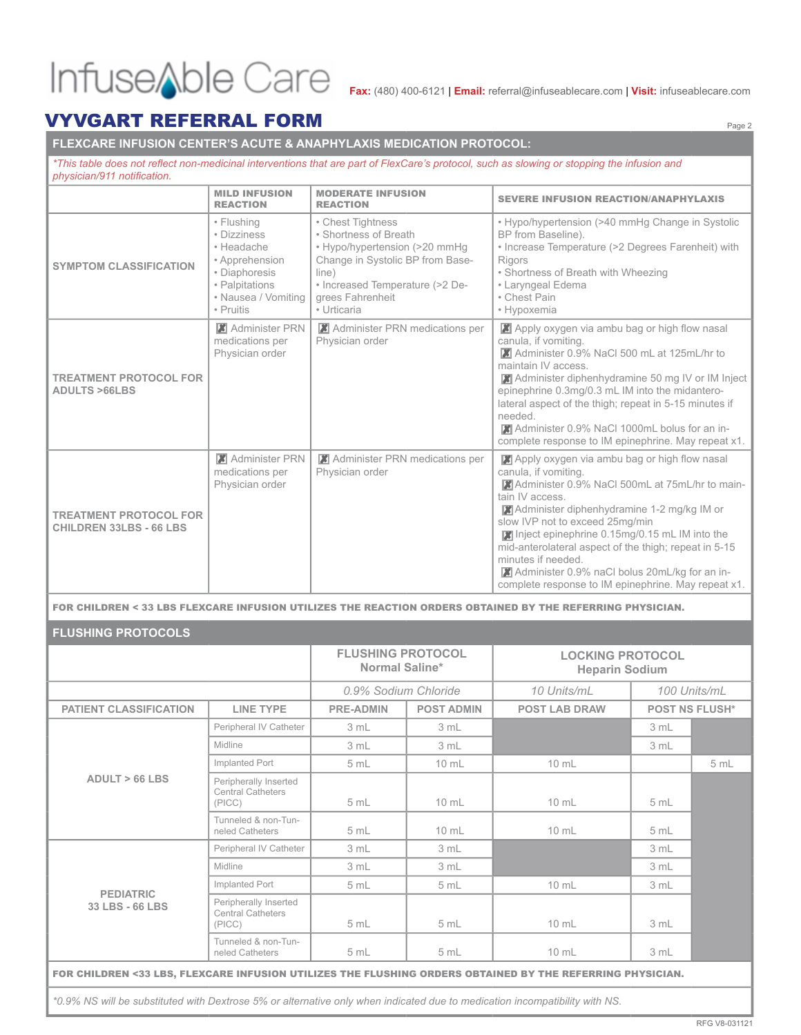# InfuseAble Care

**Fax:** (480) 400-6121 | **Email:** referral@infuseablecare.com | **Visit:** infuseablecare.com

## VYVGART REFERRAL FORM

### FLEXCARE INFUSION CENTER'S ACUTE & ANAPHYLAXIS MEDICATION PROTOCOL:

*\*This table does not reflect non-medicinal interventions that are part of FlexCare's protocol, such as slowing or stopping the infusion and physician/911 notification.*

| | MILD INFUSION REACTION | MODERATE INFUSION REACTION | SEVERE INFUSION REACTION/ANAPHYLAXIS |
|---|---|---|---|
| **SYMPTOM CLASSIFICATION** | • Flushing<br>• Dizziness<br>• Headache<br>• Apprehension<br>• Diaphoresis<br>• Palpitations<br>• Nausea / Vomiting<br>• Pruitis | • Chest Tightness<br>• Shortness of Breath<br>• Hypo/hypertension (>20 mmHg Change in Systolic BP from Baseline)<br>• Increased Temperature (>2 Degrees Fahrenheit)<br>• Urticaria | • Hypo/hypertension (>40 mmHg Change in Systolic BP from Baseline).<br>• Increase Temperature (>2 Degrees Farenheit) with Rigors<br>• Shortness of Breath with Wheezing<br>• Laryngeal Edema<br>• Chest Pain<br>• Hypoxemia |
| **TREATMENT PROTOCOL FOR ADULTS >66LBS** | ☒ Administer PRN medications per Physician order | ☒ Administer PRN medications per Physician order | ☒ Apply oxygen via ambu bag or high flow nasal canula, if vomiting.<br>☒ Administer 0.9% NaCl 500 mL at 125mL/hr to maintain IV access.<br>☒ Administer diphenhydramine 50 mg IV or IM Inject epinephrine 0.3mg/0.3 mL IM into the midanterolateral aspect of the thigh; repeat in 5-15 minutes if needed.<br>☒ Administer 0.9% NaCl 1000mL bolus for an incomplete response to IM epinephrine. May repeat x1. |
| **TREATMENT PROTOCOL FOR CHILDREN 33LBS - 66 LBS** | ☒ Administer PRN medications per Physician order | ☒ Administer PRN medications per Physician order | ☒ Apply oxygen via ambu bag or high flow nasal canula, if vomiting.<br>☒ Administer 0.9% NaCl 500mL at 75mL/hr to maintain IV access.<br>☒ Administer diphenhydramine 1-2 mg/kg IM or slow IVP not to exceed 25mg/min<br>☒ Inject epinephrine 0.15mg/0.15 mL IM into the mid-anterolateral aspect of the thigh; repeat in 5-15 minutes if needed.<br>☒ Administer 0.9% naCl bolus 20mL/kg for an incomplete response to IM epinephrine. May repeat x1. |

**FOR CHILDREN < 33 LBS FLEXCARE INFUSION UTILIZES THE REACTION ORDERS OBTAINED BY THE REFERRING PHYSICIAN.**

### FLUSHING PROTOCOLS

| | | FLUSHING PROTOCOL Normal Saline* | | LOCKING PROTOCOL Heparin Sodium | | |
|---|---|---|---|---|---|---|
| | | *0.9% Sodium Chloride* | | *10 Units/mL* | *100 Units/mL* | |
| **PATIENT CLASSIFICATION** | **LINE TYPE** | **PRE-ADMIN** | **POST ADMIN** | **POST LAB DRAW** | **POST NS FLUSH*** | |
| ADULT > 66 LBS | Peripheral IV Catheter | 3 mL | 3 mL | | 3 mL | |
| | Midline | 3 mL | 3 mL | | 3 mL | |
| | Implanted Port | 5 mL | 10 mL | 10 mL | | 5 mL |
| | Peripherally Inserted Central Catheters (PICC) | 5 mL | 10 mL | 10 mL | 5 mL | |
| | Tunneled & non-Tunneled Catheters | 5 mL | 10 mL | 10 mL | 5 mL | |
| PEDIATRIC 33 LBS - 66 LBS | Peripheral IV Catheter | 3 mL | 3 mL | | 3 mL | |
| | Midline | 3 mL | 3 mL | | 3 mL | |
| | Implanted Port | 5 mL | 5 mL | 10 mL | 3 mL | |
| | Peripherally Inserted Central Catheters (PICC) | 5 mL | 5 mL | 10 mL | 3 mL | |
| | Tunneled & non-Tunneled Catheters | 5 mL | 5 mL | 10 mL | 3 mL | |

**FOR CHILDREN <33 LBS, FLEXCARE INFUSION UTILIZES THE FLUSHING ORDERS OBTAINED BY THE REFERRING PHYSICIAN.**

*\*0.9% NS will be substituted with Dextrose 5% or alternative only when indicated due to medication incompatibility with NS.*